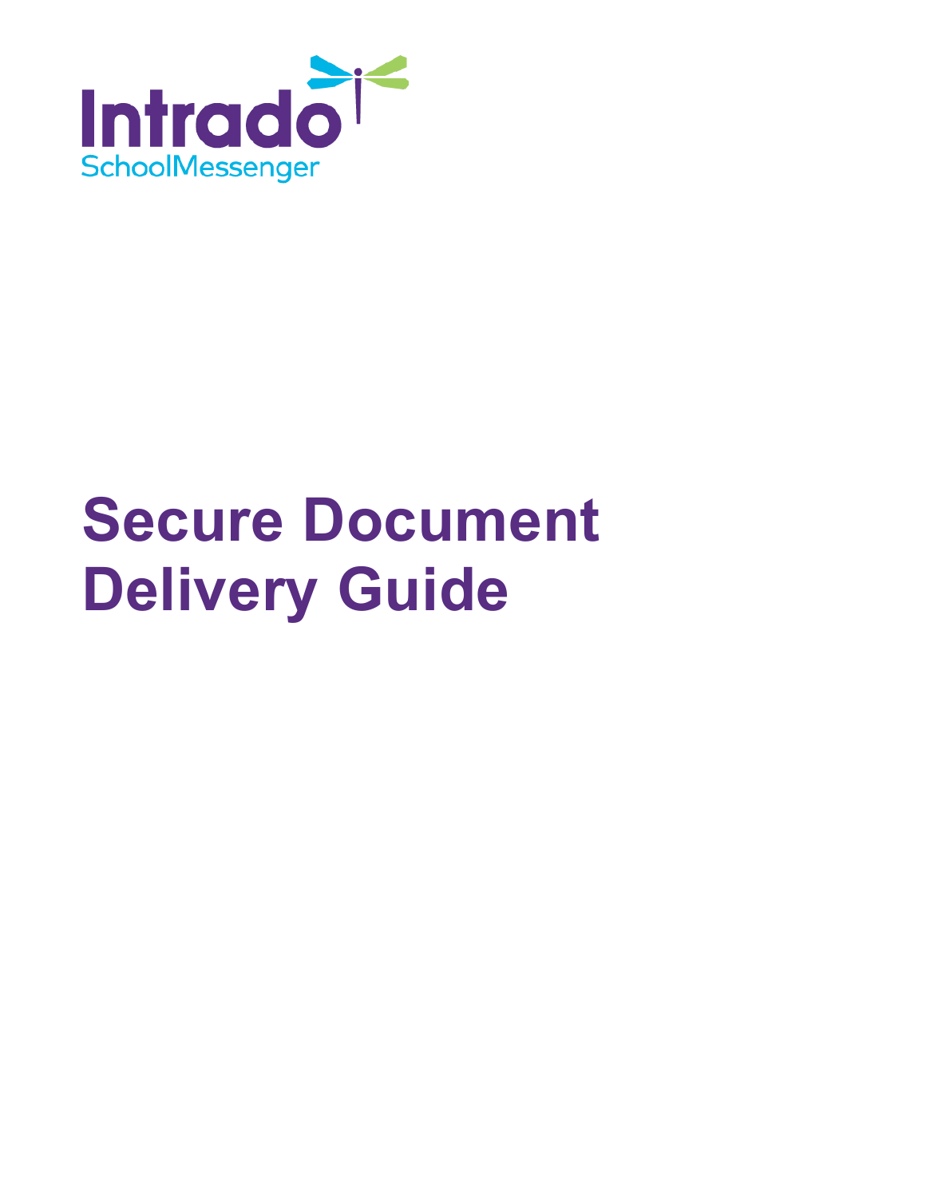Intrado
SchoolMessenger

# Secure Document Delivery Guide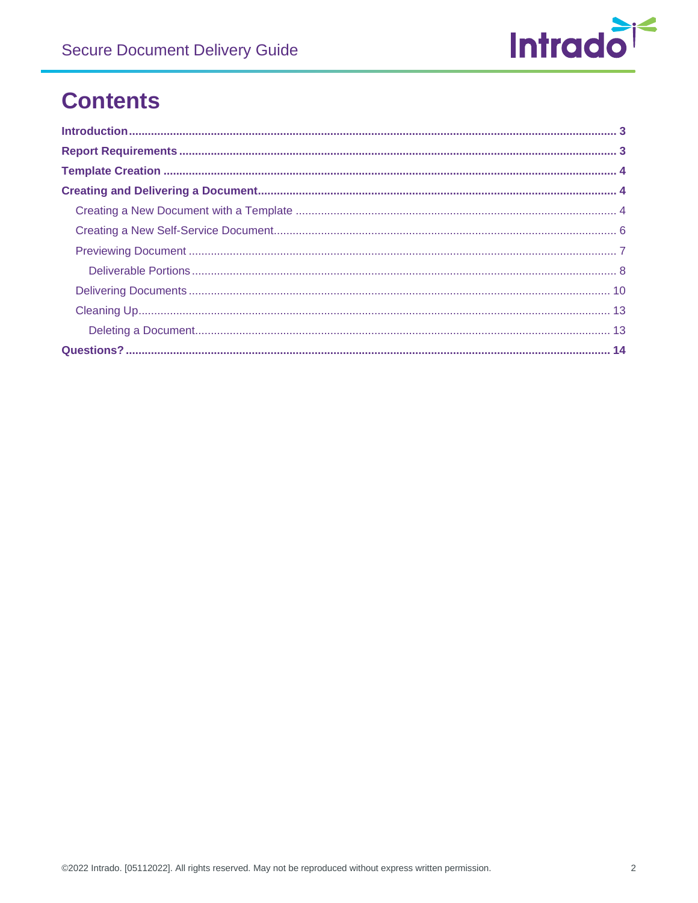# Contents

**Introduction** ..... 3

**Report Requirements** ..... 3

**Template Creation** ..... 4

**Creating and Delivering a Document** ..... 4

- Creating a New Document with a Template ..... 4
- Creating a New Self-Service Document ..... 6
- Previewing Document ..... 7
  - Deliverable Portions ..... 8
- Delivering Documents ..... 10
- Cleaning Up ..... 13
  - Deleting a Document ..... 13

**Questions?** ..... 14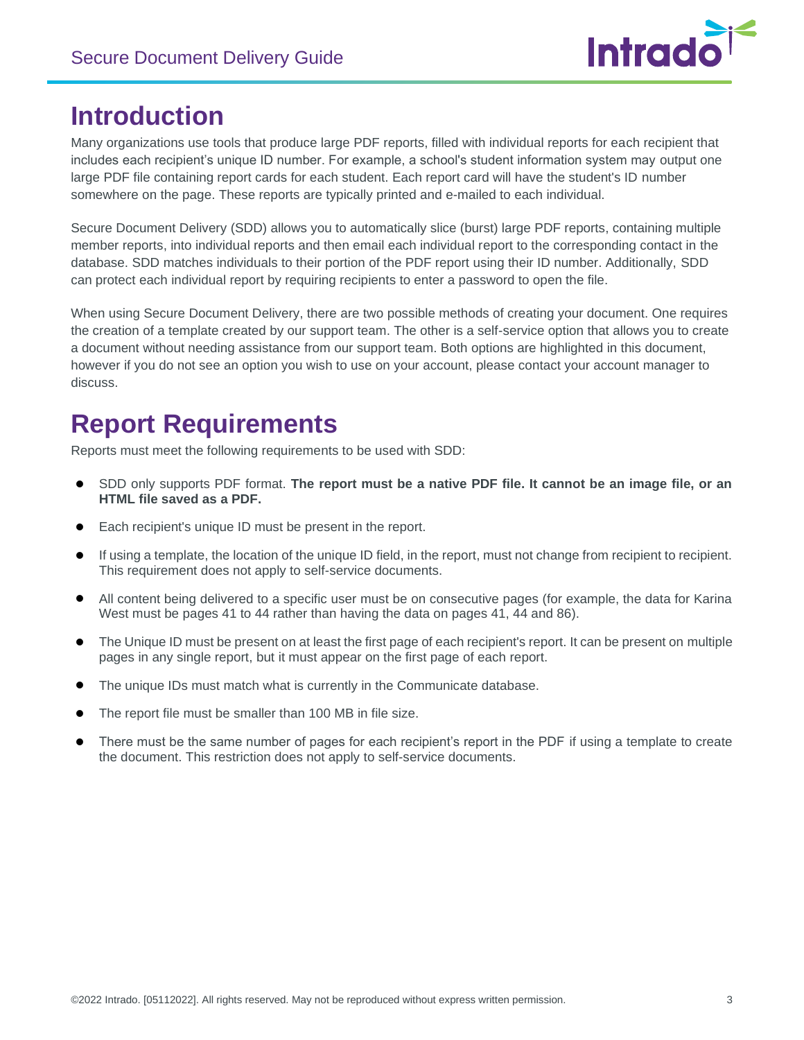# Introduction

Many organizations use tools that produce large PDF reports, filled with individual reports for each recipient that includes each recipient's unique ID number. For example, a school's student information system may output one large PDF file containing report cards for each student. Each report card will have the student's ID number somewhere on the page. These reports are typically printed and e-mailed to each individual.

Secure Document Delivery (SDD) allows you to automatically slice (burst) large PDF reports, containing multiple member reports, into individual reports and then email each individual report to the corresponding contact in the database. SDD matches individuals to their portion of the PDF report using their ID number. Additionally, SDD can protect each individual report by requiring recipients to enter a password to open the file.

When using Secure Document Delivery, there are two possible methods of creating your document. One requires the creation of a template created by our support team. The other is a self-service option that allows you to create a document without needing assistance from our support team. Both options are highlighted in this document, however if you do not see an option you wish to use on your account, please contact your account manager to discuss.

# Report Requirements

Reports must meet the following requirements to be used with SDD:

- SDD only supports PDF format. **The report must be a native PDF file. It cannot be an image file, or an HTML file saved as a PDF.**
- Each recipient's unique ID must be present in the report.
- If using a template, the location of the unique ID field, in the report, must not change from recipient to recipient. This requirement does not apply to self-service documents.
- All content being delivered to a specific user must be on consecutive pages (for example, the data for Karina West must be pages 41 to 44 rather than having the data on pages 41, 44 and 86).
- The Unique ID must be present on at least the first page of each recipient's report. It can be present on multiple pages in any single report, but it must appear on the first page of each report.
- The unique IDs must match what is currently in the Communicate database.
- The report file must be smaller than 100 MB in file size.
- There must be the same number of pages for each recipient's report in the PDF if using a template to create the document. This restriction does not apply to self-service documents.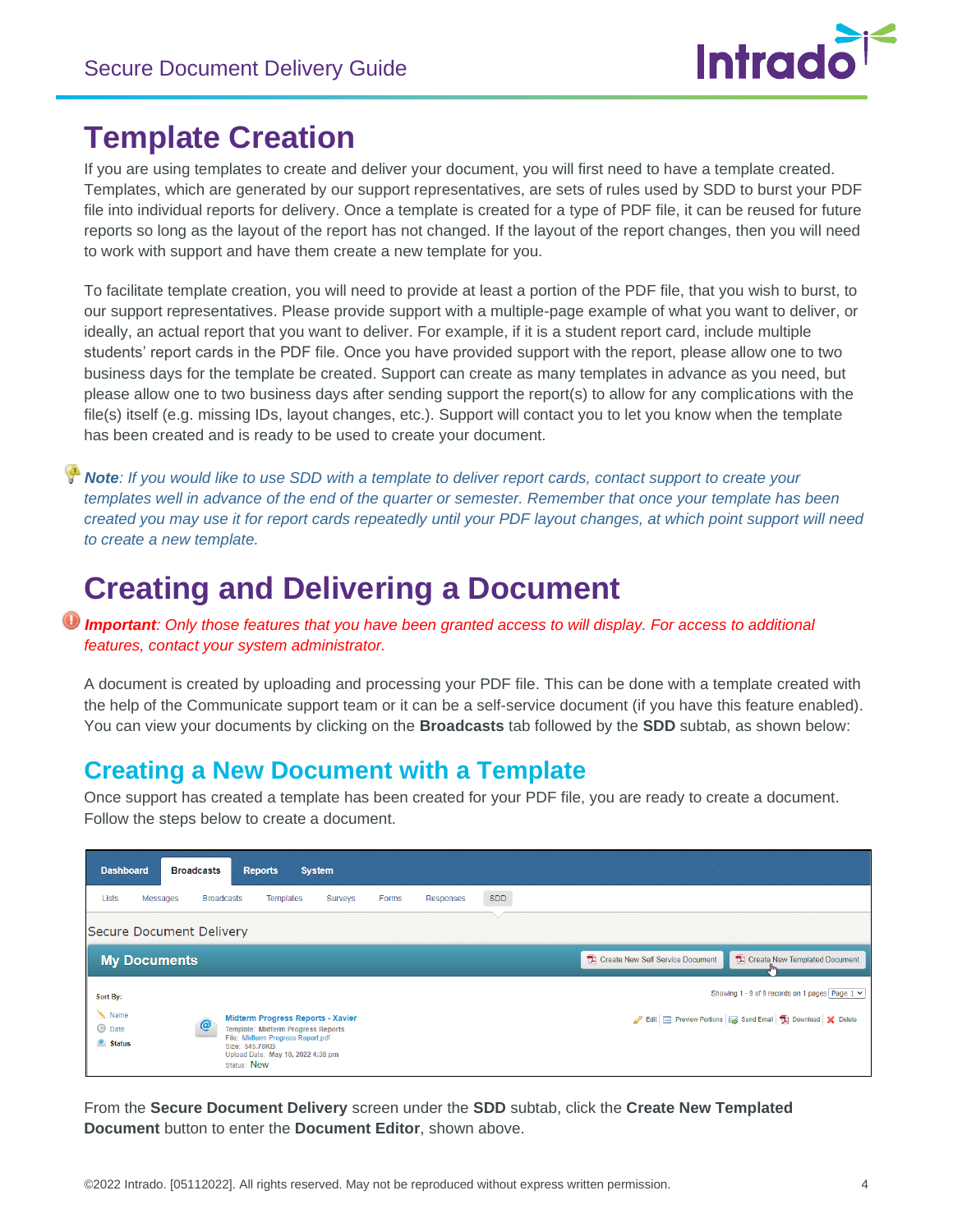# Template Creation

If you are using templates to create and deliver your document, you will first need to have a template created. Templates, which are generated by our support representatives, are sets of rules used by SDD to burst your PDF file into individual reports for delivery. Once a template is created for a type of PDF file, it can be reused for future reports so long as the layout of the report has not changed. If the layout of the report changes, then you will need to work with support and have them create a new template for you.

To facilitate template creation, you will need to provide at least a portion of the PDF file, that you wish to burst, to our support representatives. Please provide support with a multiple-page example of what you want to deliver, or ideally, an actual report that you want to deliver. For example, if it is a student report card, include multiple students' report cards in the PDF file. Once you have provided support with the report, please allow one to two business days for the template be created. Support can create as many templates in advance as you need, but please allow one to two business days after sending support the report(s) to allow for any complications with the file(s) itself (e.g. missing IDs, layout changes, etc.). Support will contact you to let you know when the template has been created and is ready to be used to create your document.

***Note**: If you would like to use SDD with a template to deliver report cards, contact support to create your templates well in advance of the end of the quarter or semester. Remember that once your template has been created you may use it for report cards repeatedly until your PDF layout changes, at which point support will need to create a new template.*

# Creating and Delivering a Document

***Important**: Only those features that you have been granted access to will display. For access to additional features, contact your system administrator.*

A document is created by uploading and processing your PDF file. This can be done with a template created with the help of the Communicate support team or it can be a self-service document (if you have this feature enabled). You can view your documents by clicking on the **Broadcasts** tab followed by the **SDD** subtab, as shown below:

## Creating a New Document with a Template

Once support has created a template has been created for your PDF file, you are ready to create a document. Follow the steps below to create a document.

From the **Secure Document Delivery** screen under the **SDD** subtab, click the **Create New Templated Document** button to enter the **Document Editor**, shown above.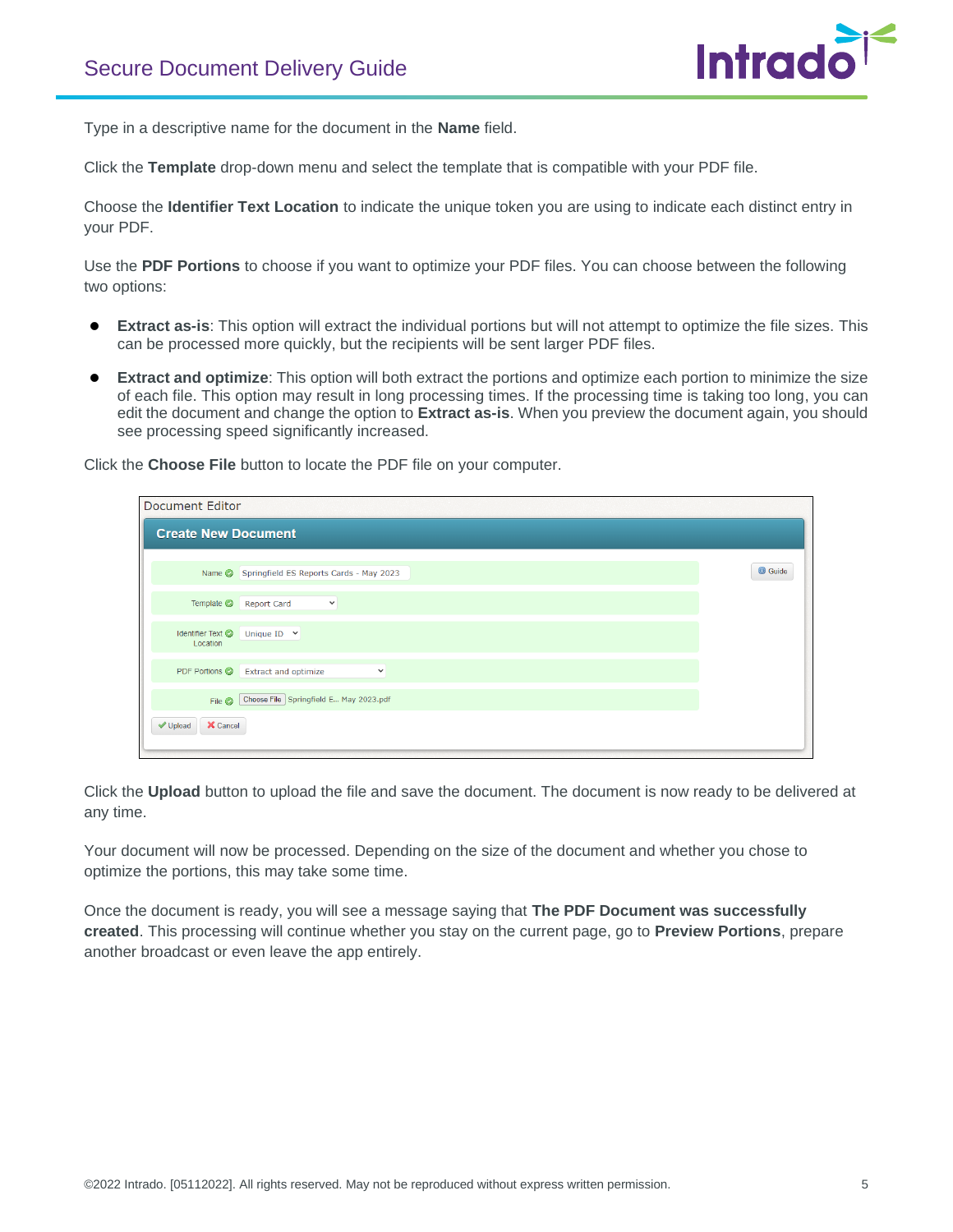Type in a descriptive name for the document in the **Name** field.

Click the **Template** drop-down menu and select the template that is compatible with your PDF file.

Choose the **Identifier Text Location** to indicate the unique token you are using to indicate each distinct entry in your PDF.

Use the **PDF Portions** to choose if you want to optimize your PDF files. You can choose between the following two options:

- **Extract as-is**: This option will extract the individual portions but will not attempt to optimize the file sizes. This can be processed more quickly, but the recipients will be sent larger PDF files.
- **Extract and optimize**: This option will both extract the portions and optimize each portion to minimize the size of each file. This option may result in long processing times. If the processing time is taking too long, you can edit the document and change the option to **Extract as-is**. When you preview the document again, you should see processing speed significantly increased.

Click the **Choose File** button to locate the PDF file on your computer.

Click the **Upload** button to upload the file and save the document. The document is now ready to be delivered at any time.

Your document will now be processed. Depending on the size of the document and whether you chose to optimize the portions, this may take some time.

Once the document is ready, you will see a message saying that **The PDF Document was successfully created**. This processing will continue whether you stay on the current page, go to **Preview Portions**, prepare another broadcast or even leave the app entirely.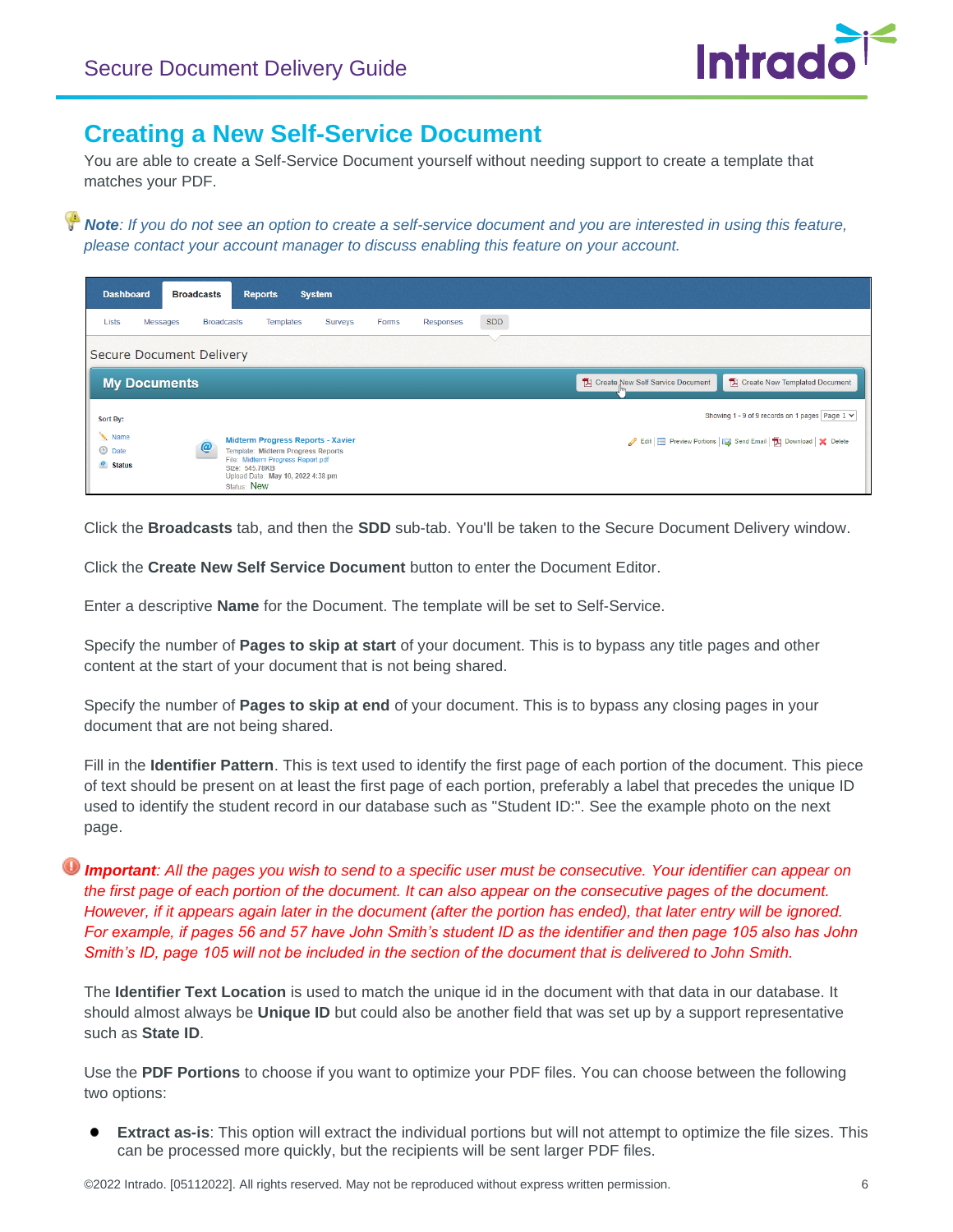## Creating a New Self-Service Document

You are able to create a Self-Service Document yourself without needing support to create a template that matches your PDF.

***Note**: If you do not see an option to create a self-service document and you are interested in using this feature, please contact your account manager to discuss enabling this feature on your account.*

Click the **Broadcasts** tab, and then the **SDD** sub-tab. You'll be taken to the Secure Document Delivery window.

Click the **Create New Self Service Document** button to enter the Document Editor.

Enter a descriptive **Name** for the Document. The template will be set to Self-Service.

Specify the number of **Pages to skip at start** of your document. This is to bypass any title pages and other content at the start of your document that is not being shared.

Specify the number of **Pages to skip at end** of your document. This is to bypass any closing pages in your document that are not being shared.

Fill in the **Identifier Pattern**. This is text used to identify the first page of each portion of the document. This piece of text should be present on at least the first page of each portion, preferably a label that precedes the unique ID used to identify the student record in our database such as "Student ID:". See the example photo on the next page.

***Important**: All the pages you wish to send to a specific user must be consecutive. Your identifier can appear on the first page of each portion of the document. It can also appear on the consecutive pages of the document. However, if it appears again later in the document (after the portion has ended), that later entry will be ignored. For example, if pages 56 and 57 have John Smith's student ID as the identifier and then page 105 also has John Smith's ID, page 105 will not be included in the section of the document that is delivered to John Smith.*

The **Identifier Text Location** is used to match the unique id in the document with that data in our database. It should almost always be **Unique ID** but could also be another field that was set up by a support representative such as **State ID**.

Use the **PDF Portions** to choose if you want to optimize your PDF files. You can choose between the following two options:

- **Extract as-is**: This option will extract the individual portions but will not attempt to optimize the file sizes. This can be processed more quickly, but the recipients will be sent larger PDF files.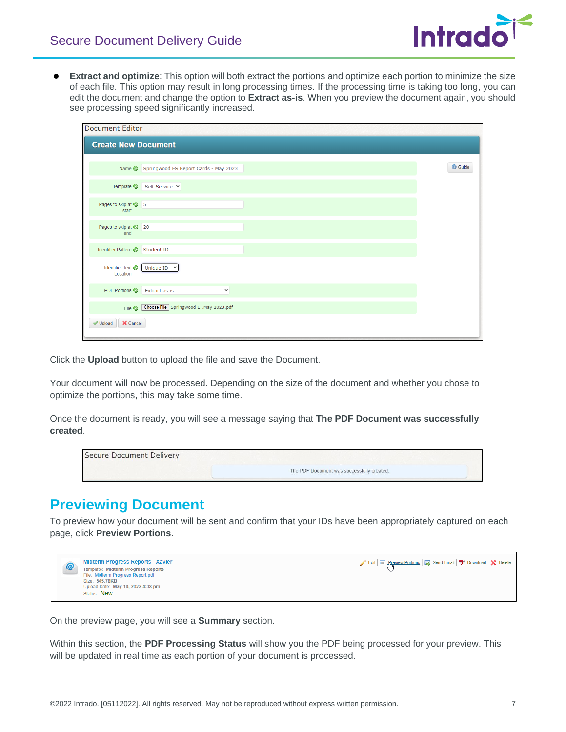- **Extract and optimize**: This option will both extract the portions and optimize each portion to minimize the size of each file. This option may result in long processing times. If the processing time is taking too long, you can edit the document and change the option to **Extract as-is**. When you preview the document again, you should see processing speed significantly increased.

Click the **Upload** button to upload the file and save the Document.

Your document will now be processed. Depending on the size of the document and whether you chose to optimize the portions, this may take some time.

Once the document is ready, you will see a message saying that **The PDF Document was successfully created**.

## Previewing Document

To preview how your document will be sent and confirm that your IDs have been appropriately captured on each page, click **Preview Portions**.

On the preview page, you will see a **Summary** section.

Within this section, the **PDF Processing Status** will show you the PDF being processed for your preview. This will be updated in real time as each portion of your document is processed.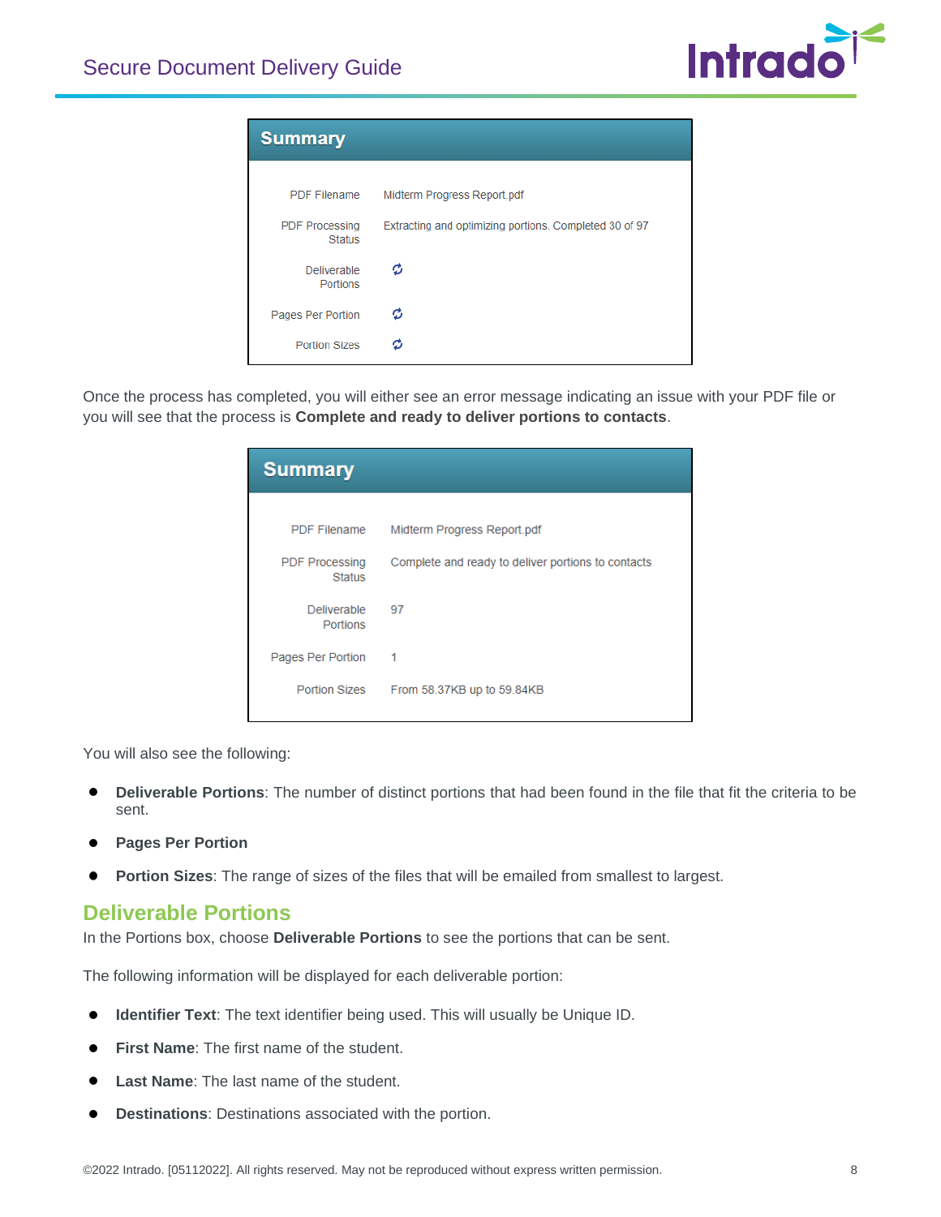**Summary**

| | |
|---|---|
| PDF Filename | Midterm Progress Report.pdf |
| PDF Processing Status | Extracting and optimizing portions. Completed 30 of 97 |
| Deliverable Portions | |
| Pages Per Portion | |
| Portion Sizes | |

Once the process has completed, you will either see an error message indicating an issue with your PDF file or you will see that the process is **Complete and ready to deliver portions to contacts**.

**Summary**

| | |
|---|---|
| PDF Filename | Midterm Progress Report.pdf |
| PDF Processing Status | Complete and ready to deliver portions to contacts |
| Deliverable Portions | 97 |
| Pages Per Portion | 1 |
| Portion Sizes | From 58.37KB up to 59.84KB |

You will also see the following:

- **Deliverable Portions**: The number of distinct portions that had been found in the file that fit the criteria to be sent.
- **Pages Per Portion**
- **Portion Sizes**: The range of sizes of the files that will be emailed from smallest to largest.

## Deliverable Portions

In the Portions box, choose **Deliverable Portions** to see the portions that can be sent.

The following information will be displayed for each deliverable portion:

- **Identifier Text**: The text identifier being used. This will usually be Unique ID.
- **First Name**: The first name of the student.
- **Last Name**: The last name of the student.
- **Destinations**: Destinations associated with the portion.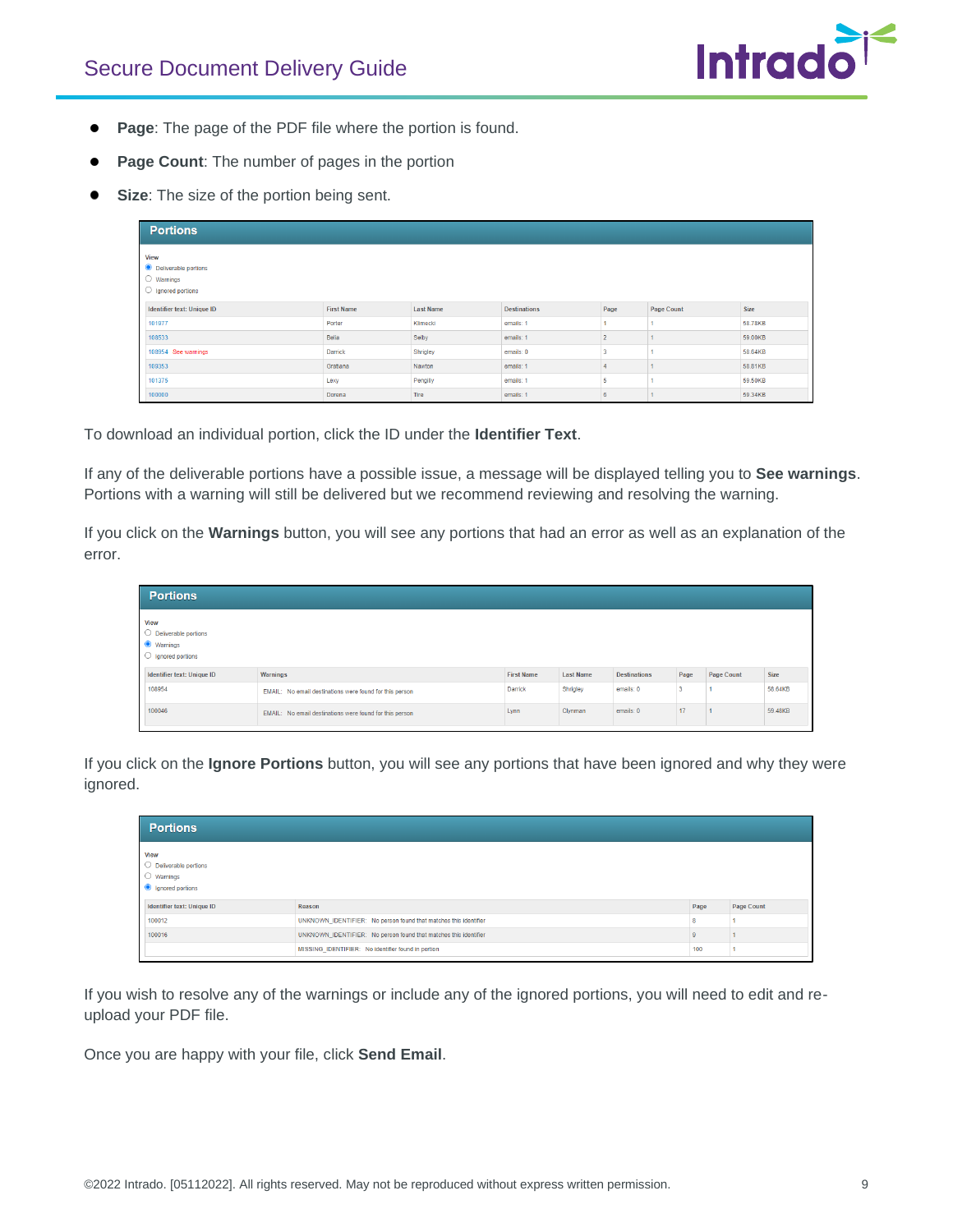- **Page**: The page of the PDF file where the portion is found.
- **Page Count**: The number of pages in the portion
- **Size**: The size of the portion being sent.

**Portions**

View
- (•) Deliverable portions
- ( ) Warnings
- ( ) Ignored portions

| Identifier text: Unique ID | First Name | Last Name | Destinations | Page | Page Count | Size |
|---|---|---|---|---|---|---|
| 101077 | Porter | Klimecki | emails: 1 | 1 | 1 | 58.78KB |
| 108533 | Bella | Selby | emails: 1 | 2 | 1 | 59.00KB |
| 108954 See warnings | Darrick | Shrigley | emails: 0 | 3 | 1 | 58.64KB |
| 109353 | Gratiana | Nawton | emails: 1 | 4 | 1 | 58.81KB |
| 101375 | Lexy | Pengilly | emails: 1 | 5 | 1 | 59.50KB |
| 100000 | Dorena | Tiro | emails: 1 | 6 | 1 | 59.34KB |

To download an individual portion, click the ID under the **Identifier Text**.

If any of the deliverable portions have a possible issue, a message will be displayed telling you to **See warnings**. Portions with a warning will still be delivered but we recommend reviewing and resolving the warning.

If you click on the **Warnings** button, you will see any portions that had an error as well as an explanation of the error.

**Portions**

View
- ( ) Deliverable portions
- (•) Warnings
- ( ) Ignored portions

| Identifier text: Unique ID | Warnings | First Name | Last Name | Destinations | Page | Page Count | Size |
|---|---|---|---|---|---|---|---|
| 108954 | EMAIL: No email destinations were found for this person | Darrick | Shrigley | emails: 0 | 3 | 1 | 58.64KB |
| 100046 | EMAIL: No email destinations were found for this person | Lynn | Clymman | emails: 0 | 17 | 1 | 59.48KB |

If you click on the **Ignore Portions** button, you will see any portions that have been ignored and why they were ignored.

**Portions**

View
- ( ) Deliverable portions
- ( ) Warnings
- (•) Ignored portions

| Identifier text: Unique ID | Reason | Page | Page Count |
|---|---|---|---|
| 100012 | UNKNOWN_IDENTIFIER: No person found that matches this identifier | 8 | 1 |
| 100016 | UNKNOWN_IDENTIFIER: No person found that matches this identifier | 9 | 1 |
| | MISSING_IDENTIFIER: No identifier found in portion | 100 | 1 |

If you wish to resolve any of the warnings or include any of the ignored portions, you will need to edit and re-upload your PDF file.

Once you are happy with your file, click **Send Email**.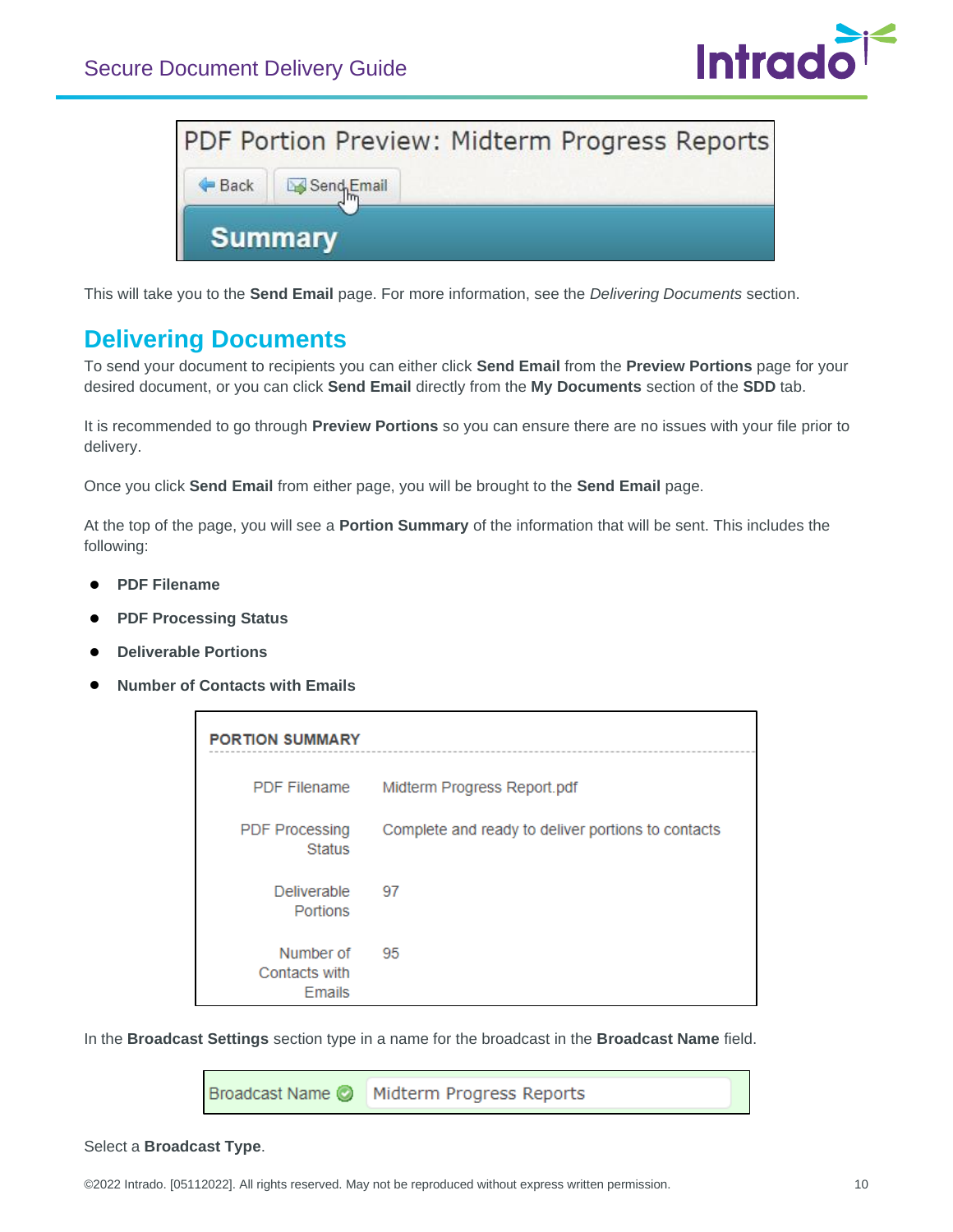This will take you to the **Send Email** page. For more information, see the *Delivering Documents* section.

## Delivering Documents

To send your document to recipients you can either click **Send Email** from the **Preview Portions** page for your desired document, or you can click **Send Email** directly from the **My Documents** section of the **SDD** tab.

It is recommended to go through **Preview Portions** so you can ensure there are no issues with your file prior to delivery.

Once you click **Send Email** from either page, you will be brought to the **Send Email** page.

At the top of the page, you will see a **Portion Summary** of the information that will be sent. This includes the following:

- **PDF Filename**
- **PDF Processing Status**
- **Deliverable Portions**
- **Number of Contacts with Emails**

In the **Broadcast Settings** section type in a name for the broadcast in the **Broadcast Name** field.

Select a **Broadcast Type**.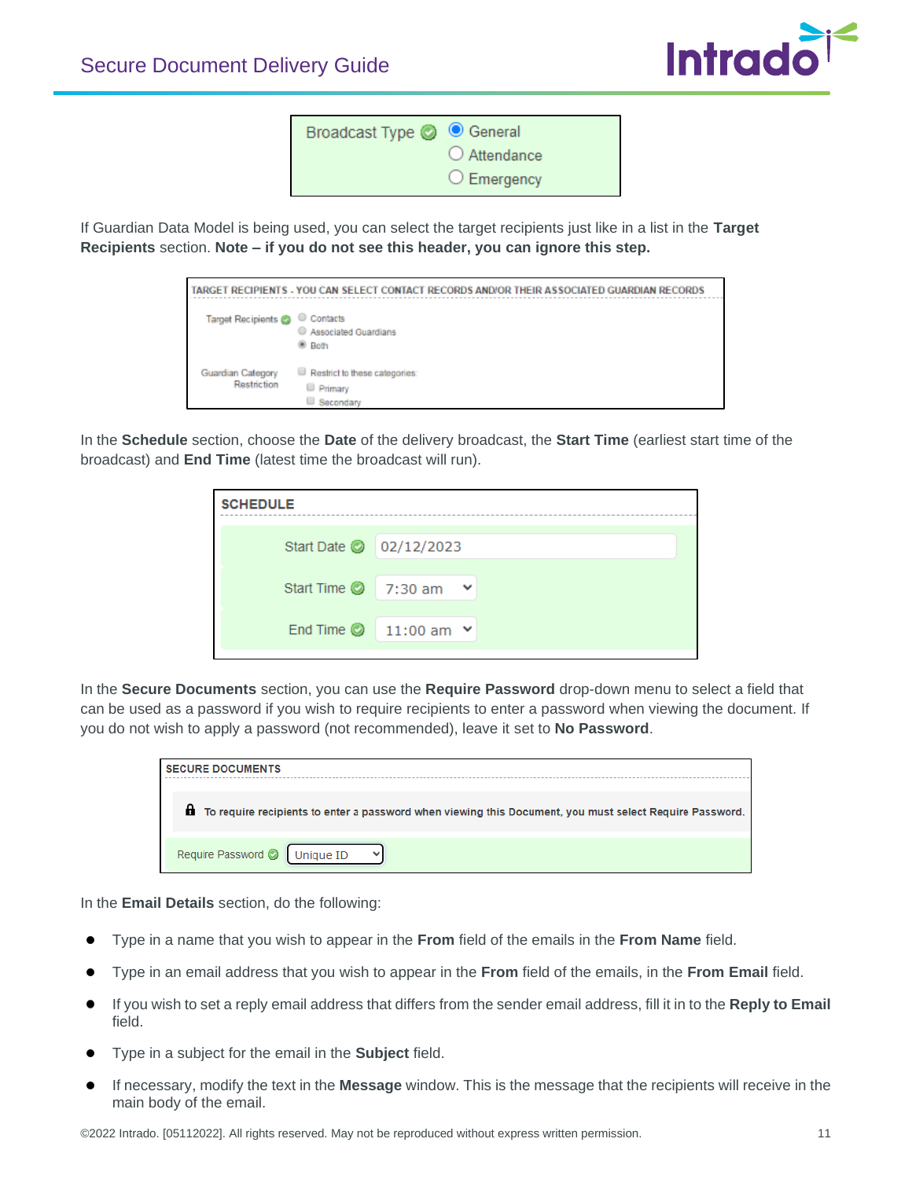If Guardian Data Model is being used, you can select the target recipients just like in a list in the **Target Recipients** section. **Note – if you do not see this header, you can ignore this step.**

In the **Schedule** section, choose the **Date** of the delivery broadcast, the **Start Time** (earliest start time of the broadcast) and **End Time** (latest time the broadcast will run).

In the **Secure Documents** section, you can use the **Require Password** drop-down menu to select a field that can be used as a password if you wish to require recipients to enter a password when viewing the document. If you do not wish to apply a password (not recommended), leave it set to **No Password**.

In the **Email Details** section, do the following:

- Type in a name that you wish to appear in the **From** field of the emails in the **From Name** field.
- Type in an email address that you wish to appear in the **From** field of the emails, in the **From Email** field.
- If you wish to set a reply email address that differs from the sender email address, fill it in to the **Reply to Email** field.
- Type in a subject for the email in the **Subject** field.
- If necessary, modify the text in the **Message** window. This is the message that the recipients will receive in the main body of the email.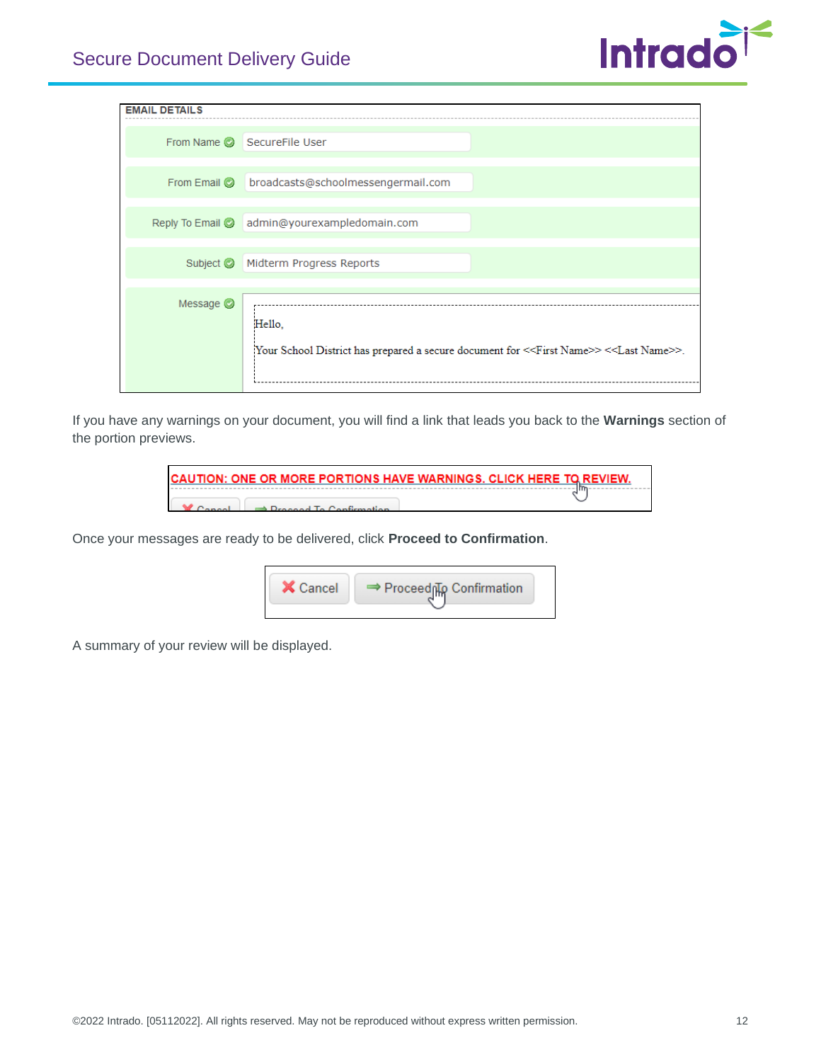EMAIL DETAILS

| | |
|---|---|
| From Name | SecureFile User |
| From Email | broadcasts@schoolmessengermail.com |
| Reply To Email | admin@yourexampledomain.com |
| Subject | Midterm Progress Reports |
| Message | Hello, Your School District has prepared a secure document for <<First Name>> <<Last Name>>. |

If you have any warnings on your document, you will find a link that leads you back to the **Warnings** section of the portion previews.

CAUTION: ONE OR MORE PORTIONS HAVE WARNINGS. CLICK HERE TO REVIEW.

Once your messages are ready to be delivered, click **Proceed to Confirmation**.

Cancel | Proceed To Confirmation

A summary of your review will be displayed.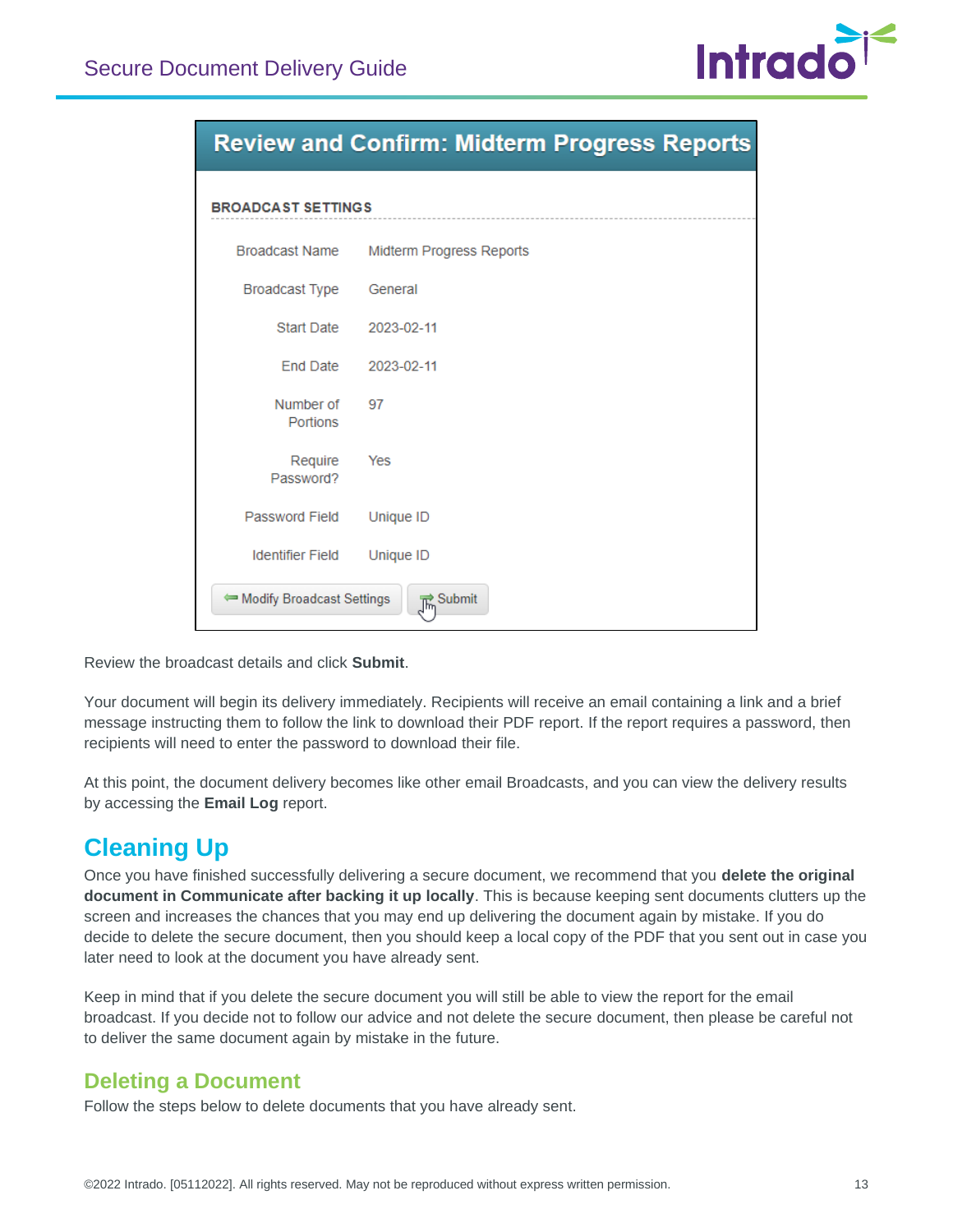## Review and Confirm: Midterm Progress Reports

**BROADCAST SETTINGS**

| | |
|---|---|
| Broadcast Name | Midterm Progress Reports |
| Broadcast Type | General |
| Start Date | 2023-02-11 |
| End Date | 2023-02-11 |
| Number of Portions | 97 |
| Require Password? | Yes |
| Password Field | Unique ID |
| Identifier Field | Unique ID |

Modify Broadcast Settings | Submit

Review the broadcast details and click **Submit**.

Your document will begin its delivery immediately. Recipients will receive an email containing a link and a brief message instructing them to follow the link to download their PDF report. If the report requires a password, then recipients will need to enter the password to download their file.

At this point, the document delivery becomes like other email Broadcasts, and you can view the delivery results by accessing the **Email Log** report.

# Cleaning Up

Once you have finished successfully delivering a secure document, we recommend that you **delete the original document in Communicate after backing it up locally**. This is because keeping sent documents clutters up the screen and increases the chances that you may end up delivering the document again by mistake. If you do decide to delete the secure document, then you should keep a local copy of the PDF that you sent out in case you later need to look at the document you have already sent.

Keep in mind that if you delete the secure document you will still be able to view the report for the email broadcast. If you decide not to follow our advice and not delete the secure document, then please be careful not to deliver the same document again by mistake in the future.

## Deleting a Document

Follow the steps below to delete documents that you have already sent.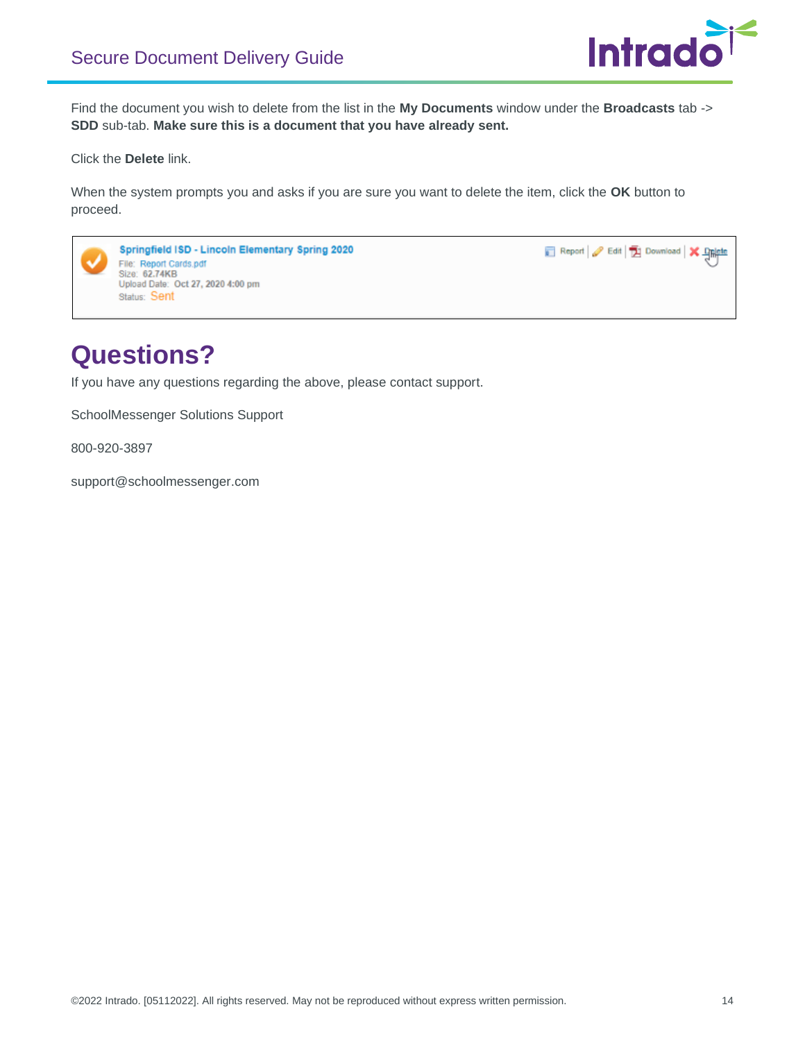Find the document you wish to delete from the list in the **My Documents** window under the **Broadcasts** tab -> **SDD** sub-tab. **Make sure this is a document that you have already sent.**

Click the **Delete** link.

When the system prompts you and asks if you are sure you want to delete the item, click the **OK** button to proceed.

# Questions?

If you have any questions regarding the above, please contact support.

SchoolMessenger Solutions Support

800-920-3897

support@schoolmessenger.com

©2022 Intrado. [05112022]. All rights reserved. May not be reproduced without express written permission.